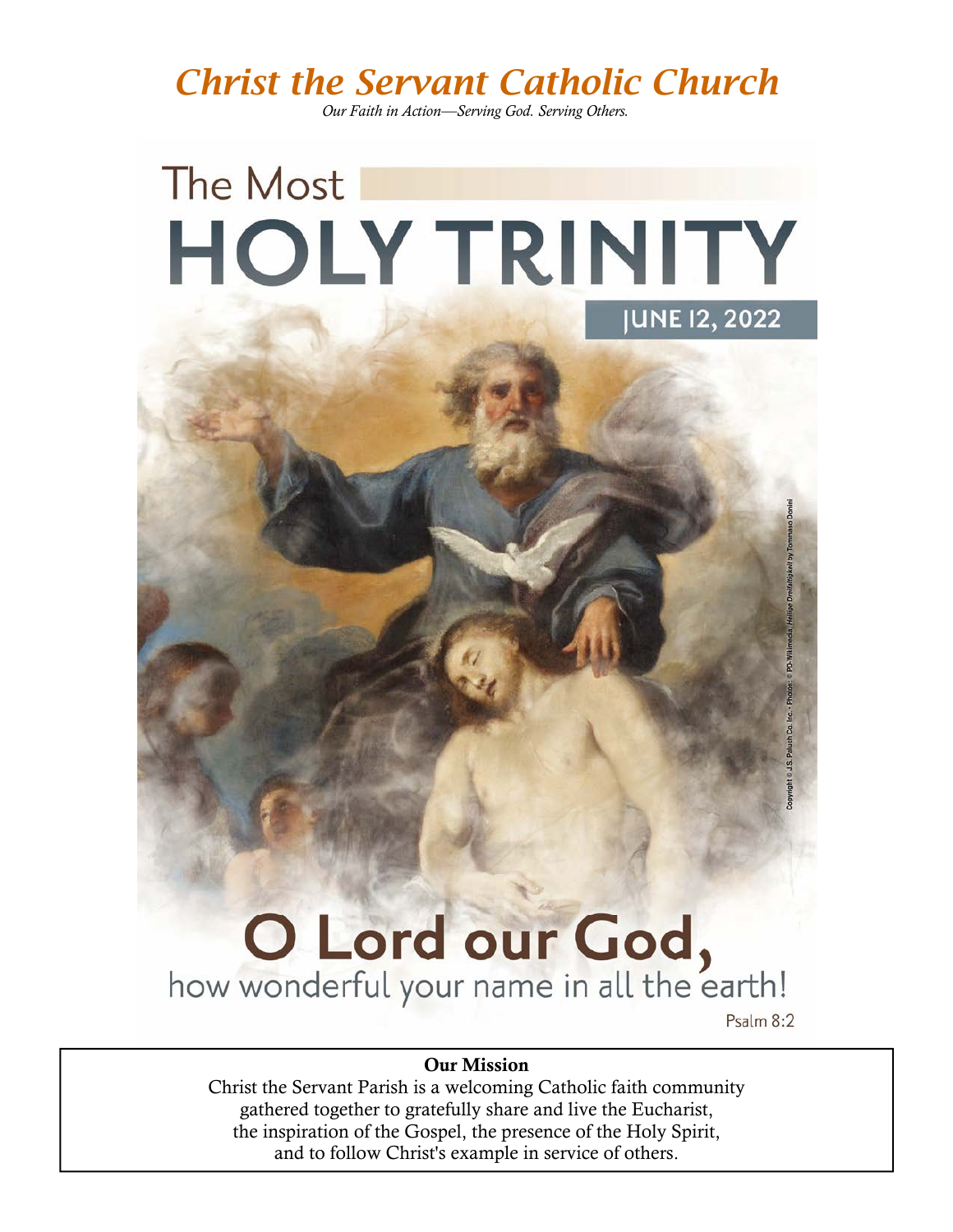# Christ the Servant Catholic Church

*Our Faith in Action—Serving God. Serving Others.*

## The Most HOLY TRINITY

JUNE 12, 2022

Copyright © J.S. Paluch Co. Inc. • Photos: © PD-Wikimedia, *Heilige Dreifaltigkeit* by Tommaso Donini

**O Lord our God,**
how wonderful your name in all the earth!

Psalm 8:2

**Our Mission**

Christ the Servant Parish is a welcoming Catholic faith community gathered together to gratefully share and live the Eucharist, the inspiration of the Gospel, the presence of the Holy Spirit, and to follow Christ's example in service of others.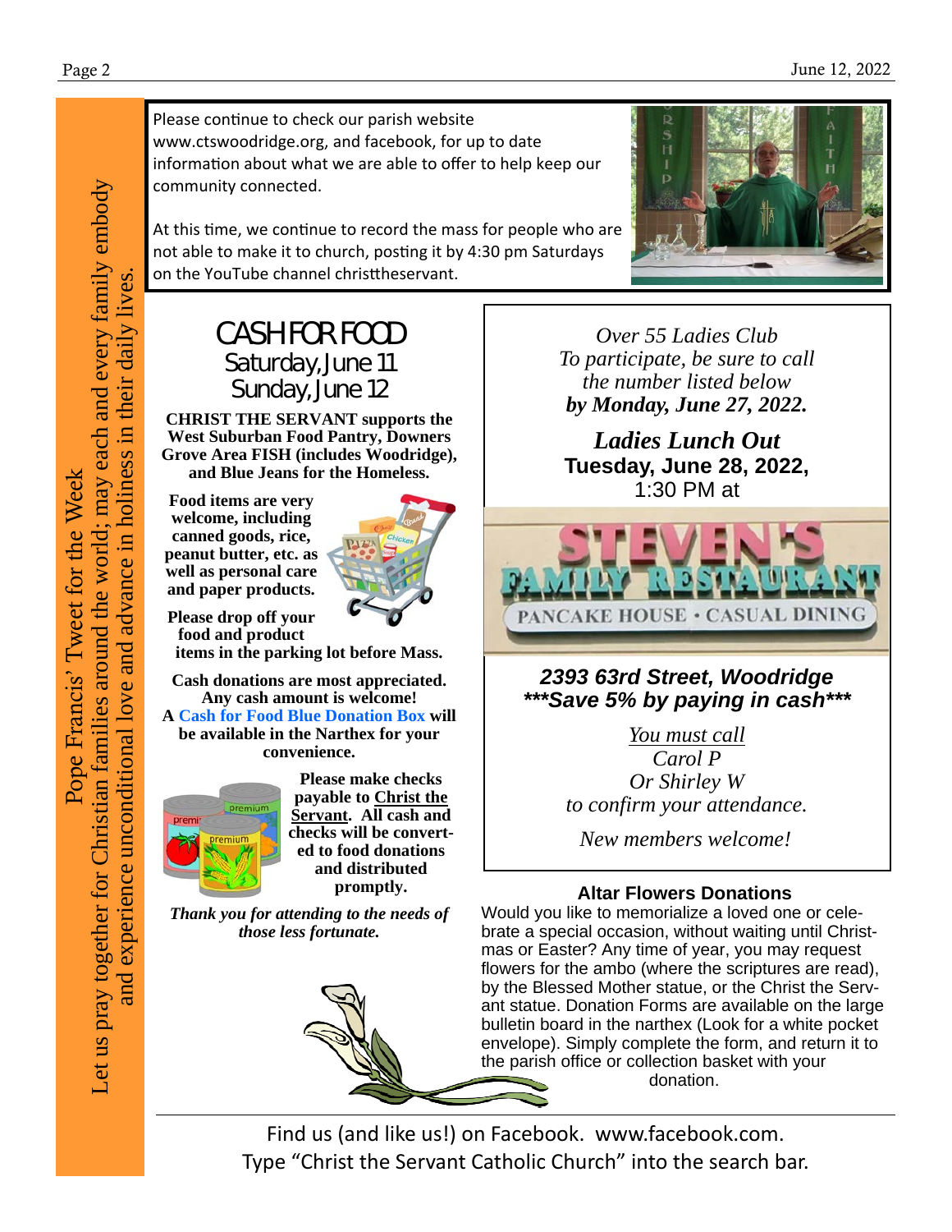Pope Francis' Tweet for the Week

Let us pray together for Christian families around the world; may each and every family embody and experience unconditional love and advance in holiness in their daily lives.

Please continue to check our parish website www.ctswoodridge.org, and facebook, for up to date information about what we are able to offer to help keep our community connected.

At this time, we continue to record the mass for people who are not able to make it to church, posting it by 4:30 pm Saturdays on the YouTube channel christtheservant.

## CASH FOR FOOD

Saturday, June 11
Sunday, June 12

**CHRIST THE SERVANT supports the West Suburban Food Pantry, Downers Grove Area FISH (includes Woodridge), and Blue Jeans for the Homeless.**

**Food items are very welcome, including canned goods, rice, peanut butter, etc. as well as personal care and paper products.**

**Please drop off your food and product items in the parking lot before Mass.**

**Cash donations are most appreciated. Any cash amount is welcome! A Cash for Food Blue Donation Box will be available in the Narthex for your convenience.**

**Please make checks payable to Christ the Servant. All cash and checks will be converted to food donations and distributed promptly.**

*Thank you for attending to the needs of those less fortunate.*

*Over 55 Ladies Club*
*To participate, be sure to call the number listed below*
***by Monday, June 27, 2022.***

***Ladies Lunch Out***
**Tuesday, June 28, 2022,**
1:30 PM at

STEVEN'S FAMILY RESTAURANT
PANCAKE HOUSE • CASUAL DINING

***2393 63rd Street, Woodridge***
******Save 5% by paying in cash*****

*You must call*
*Carol P*
*Or Shirley W*
*to confirm your attendance.*

*New members welcome!*

**Altar Flowers Donations**

Would you like to memorialize a loved one or celebrate a special occasion, without waiting until Christmas or Easter? Any time of year, you may request flowers for the ambo (where the scriptures are read), by the Blessed Mother statue, or the Christ the Servant statue. Donation Forms are available on the large bulletin board in the narthex (Look for a white pocket envelope). Simply complete the form, and return it to the parish office or collection basket with your donation.

Find us (and like us!) on Facebook. www.facebook.com.
Type "Christ the Servant Catholic Church" into the search bar.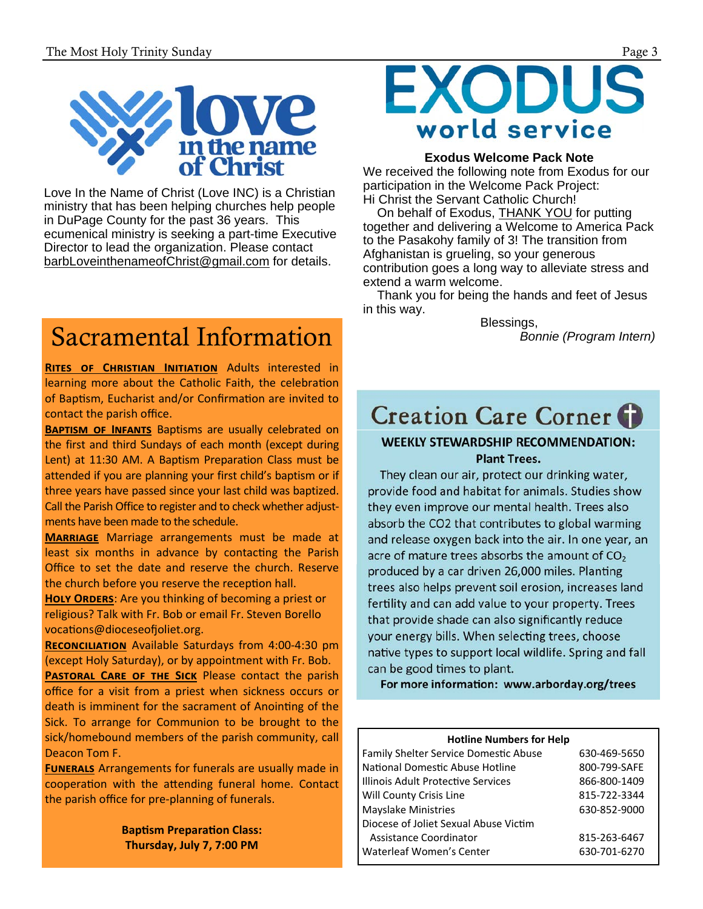# love in the name of Christ

Love In the Name of Christ (Love INC) is a Christian ministry that has been helping churches help people in DuPage County for the past 36 years. This ecumenical ministry is seeking a part-time Executive Director to lead the organization. Please contact barbLoveinthenameofChrist@gmail.com for details.

# Sacramental Information

**RITES OF CHRISTIAN INITIATION** Adults interested in learning more about the Catholic Faith, the celebration of Baptism, Eucharist and/or Confirmation are invited to contact the parish office.

**BAPTISM OF INFANTS** Baptisms are usually celebrated on the first and third Sundays of each month (except during Lent) at 11:30 AM. A Baptism Preparation Class must be attended if you are planning your first child's baptism or if three years have passed since your last child was baptized. Call the Parish Office to register and to check whether adjustments have been made to the schedule.

**MARRIAGE** Marriage arrangements must be made at least six months in advance by contacting the Parish Office to set the date and reserve the church. Reserve the church before you reserve the reception hall.

**HOLY ORDERS**: Are you thinking of becoming a priest or religious? Talk with Fr. Bob or email Fr. Steven Borello vocations@dioceseofjoliet.org.

**RECONCILIATION** Available Saturdays from 4:00-4:30 pm (except Holy Saturday), or by appointment with Fr. Bob.

**PASTORAL CARE OF THE SICK** Please contact the parish office for a visit from a priest when sickness occurs or death is imminent for the sacrament of Anointing of the Sick. To arrange for Communion to be brought to the sick/homebound members of the parish community, call Deacon Tom F.

**FUNERALS** Arrangements for funerals are usually made in cooperation with the attending funeral home. Contact the parish office for pre-planning of funerals.

**Baptism Preparation Class:**
**Thursday, July 7, 7:00 PM**

# EXODUS world service

**Exodus Welcome Pack Note**

We received the following note from Exodus for our participation in the Welcome Pack Project:

Hi Christ the Servant Catholic Church!

On behalf of Exodus, THANK YOU for putting together and delivering a Welcome to America Pack to the Pasakohy family of 3! The transition from Afghanistan is grueling, so your generous contribution goes a long way to alleviate stress and extend a warm welcome.

Thank you for being the hands and feet of Jesus in this way.

Blessings,
*Bonnie (Program Intern)*

# Creation Care Corner

**WEEKLY STEWARDSHIP RECOMMENDATION:**
**Plant Trees.**

They clean our air, protect our drinking water, provide food and habitat for animals. Studies show they even improve our mental health. Trees also absorb the CO2 that contributes to global warming and release oxygen back into the air. In one year, an acre of mature trees absorbs the amount of $CO_2$ produced by a car driven 26,000 miles. Planting trees also helps prevent soil erosion, increases land fertility and can add value to your property. Trees that provide shade can also significantly reduce your energy bills. When selecting trees, choose native types to support local wildlife. Spring and fall can be good times to plant.

**For more information: www.arborday.org/trees**

| Hotline Numbers for Help | |
|---|---|
| Family Shelter Service Domestic Abuse | 630-469-5650 |
| National Domestic Abuse Hotline | 800-799-SAFE |
| Illinois Adult Protective Services | 866-800-1409 |
| Will County Crisis Line | 815-722-3344 |
| Mayslake Ministries | 630-852-9000 |
| Diocese of Joliet Sexual Abuse Victim Assistance Coordinator | 815-263-6467 |
| Waterleaf Women's Center | 630-701-6270 |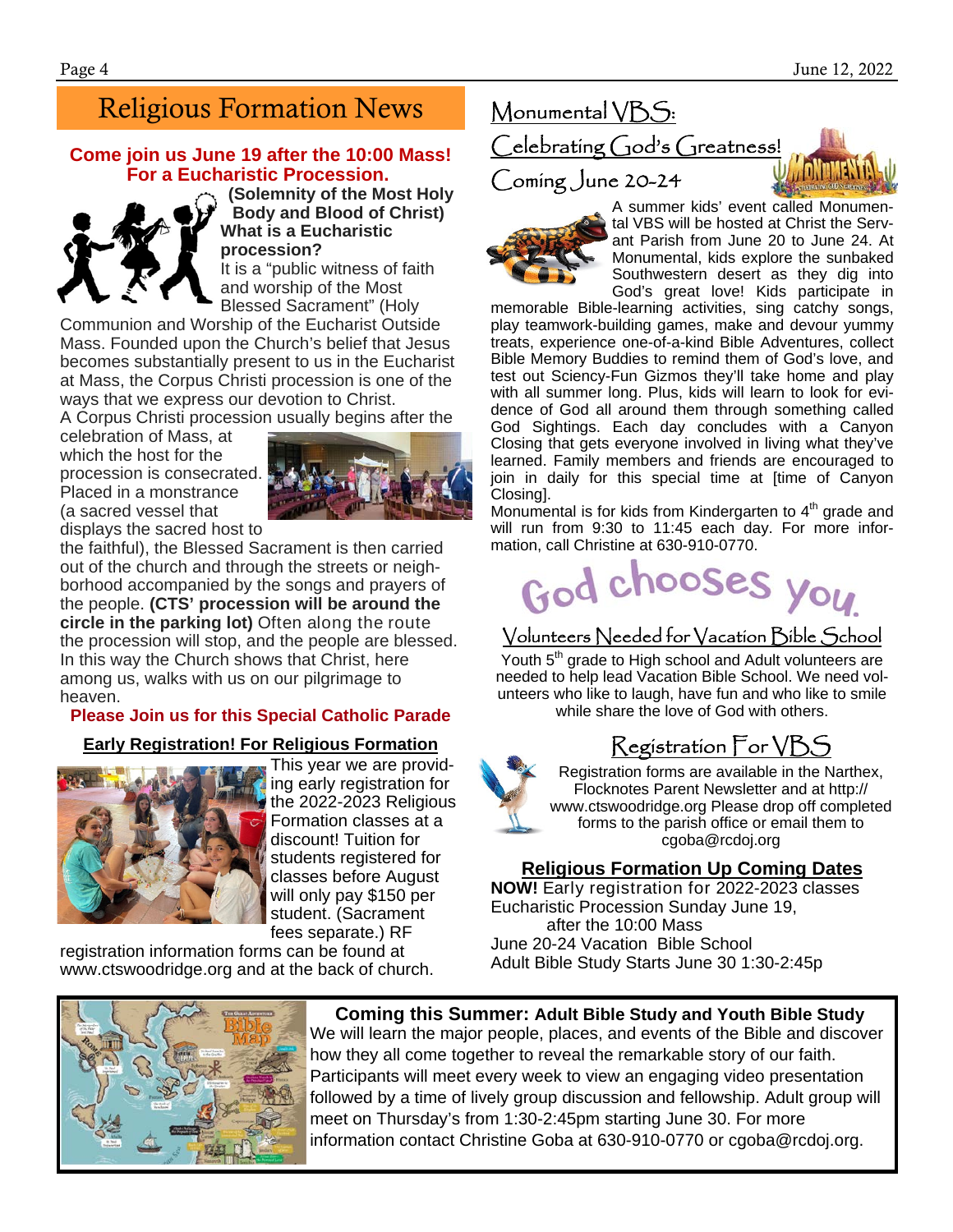# Religious Formation News

**Come join us June 19 after the 10:00 Mass! For a Eucharistic Procession.**

**(Solemnity of the Most Holy Body and Blood of Christ)**

**What is a Eucharistic procession?**

It is a "public witness of faith and worship of the Most Blessed Sacrament" (Holy Communion and Worship of the Eucharist Outside Mass. Founded upon the Church's belief that Jesus becomes substantially present to us in the Eucharist at Mass, the Corpus Christi procession is one of the ways that we express our devotion to Christ.

A Corpus Christi procession usually begins after the celebration of Mass, at which the host for the procession is consecrated. Placed in a monstrance (a sacred vessel that displays the sacred host to the faithful), the Blessed Sacrament is then carried out of the church and through the streets or neighborhood accompanied by the songs and prayers of the people. **(CTS' procession will be around the circle in the parking lot)** Often along the route the procession will stop, and the people are blessed. In this way the Church shows that Christ, here among us, walks with us on our pilgrimage to heaven.

**Please Join us for this Special Catholic Parade**

**Early Registration! For Religious Formation**

This year we are providing early registration for the 2022-2023 Religious Formation classes at a discount! Tuition for students registered for classes before August will only pay $150 per student. (Sacrament fees separate.) RF registration information forms can be found at www.ctswoodridge.org and at the back of church.

## Monumental VBS: Celebrating God's Greatness! Coming June 20-24

A summer kids' event called Monumental VBS will be hosted at Christ the Servant Parish from June 20 to June 24. At Monumental, kids explore the sunbaked Southwestern desert as they dig into God's great love! Kids participate in memorable Bible-learning activities, sing catchy songs, play teamwork-building games, make and devour yummy treats, experience one-of-a-kind Bible Adventures, collect Bible Memory Buddies to remind them of God's love, and test out Sciency-Fun Gizmos they'll take home and play with all summer long. Plus, kids will learn to look for evidence of God all around them through something called God Sightings. Each day concludes with a Canyon Closing that gets everyone involved in living what they've learned. Family members and friends are encouraged to join in daily for this special time at [time of Canyon Closing].

Monumental is for kids from Kindergarten to 4th grade and will run from 9:30 to 11:45 each day. For more information, call Christine at 630-910-0770.

**God chooses you.**

## Volunteers Needed for Vacation Bible School

Youth 5th grade to High school and Adult volunteers are needed to help lead Vacation Bible School. We need volunteers who like to laugh, have fun and who like to smile while share the love of God with others.

## Registration For VBS

Registration forms are available in the Narthex, Flocknotes Parent Newsletter and at http://www.ctswoodridge.org Please drop off completed forms to the parish office or email them to cgoba@rcdoj.org

**Religious Formation Up Coming Dates**

**NOW!** Early registration for 2022-2023 classes
Eucharistic Procession Sunday June 19, after the 10:00 Mass
June 20-24 Vacation Bible School
Adult Bible Study Starts June 30 1:30-2:45p

**Coming this Summer: Adult Bible Study and Youth Bible Study**

We will learn the major people, places, and events of the Bible and discover how they all come together to reveal the remarkable story of our faith. Participants will meet every week to view an engaging video presentation followed by a time of lively group discussion and fellowship. Adult group will meet on Thursday's from 1:30-2:45pm starting June 30. For more information contact Christine Goba at 630-910-0770 or cgoba@rcdoj.org.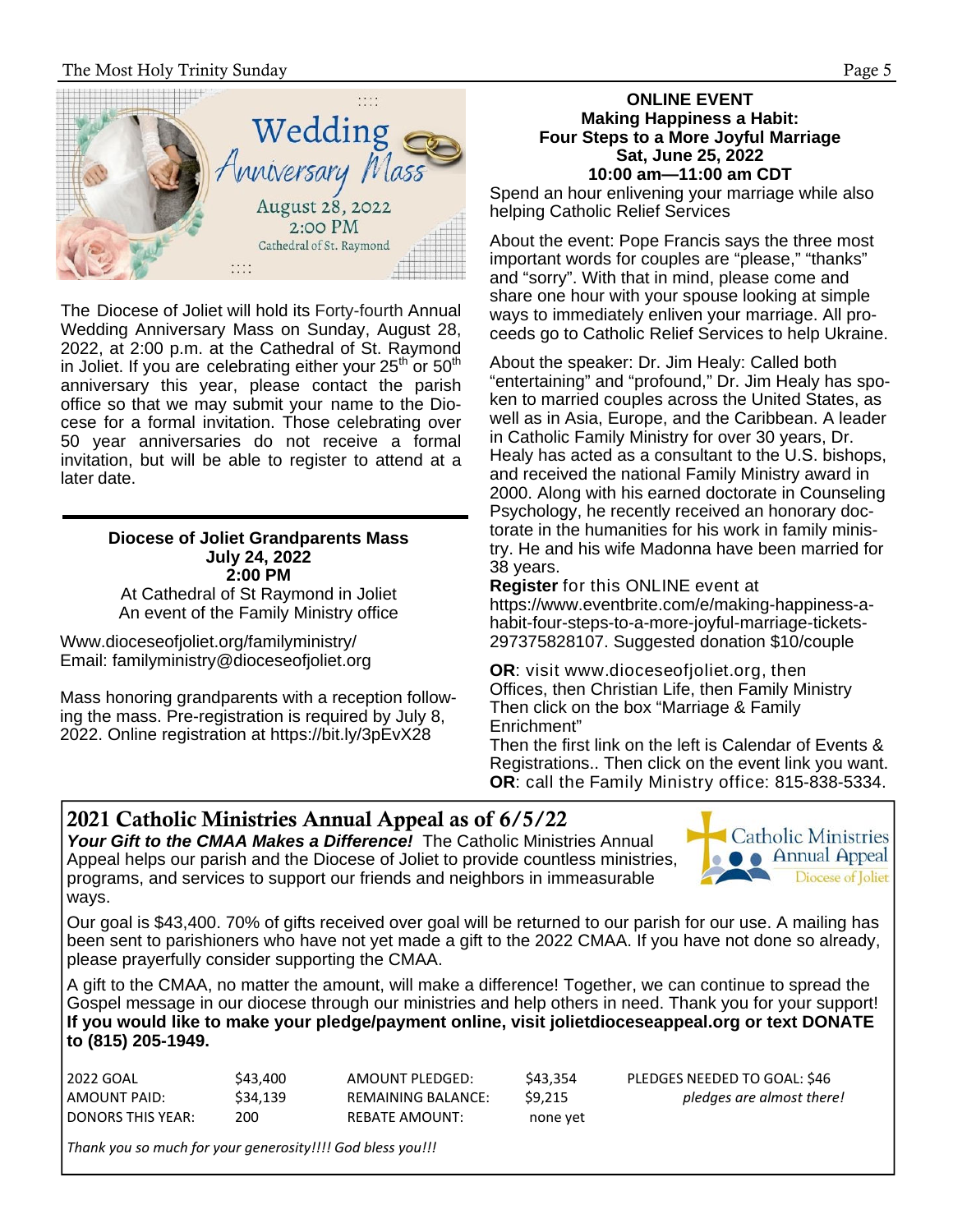Wedding Anniversary Mass

August 28, 2022

2:00 PM

Cathedral of St. Raymond

The Diocese of Joliet will hold its Forty-fourth Annual Wedding Anniversary Mass on Sunday, August 28, 2022, at 2:00 p.m. at the Cathedral of St. Raymond in Joliet. If you are celebrating either your 25th or 50th anniversary this year, please contact the parish office so that we may submit your name to the Diocese for a formal invitation. Those celebrating over 50 year anniversaries do not receive a formal invitation, but will be able to register to attend at a later date.

---

**Diocese of Joliet Grandparents Mass**
**July 24, 2022**
**2:00 PM**
At Cathedral of St Raymond in Joliet
An event of the Family Ministry office

Www.dioceseofjoliet.org/familyministry/
Email: familyministry@dioceseofjoliet.org

Mass honoring grandparents with a reception following the mass. Pre-registration is required by July 8, 2022. Online registration at https://bit.ly/3pEvX28

**ONLINE EVENT**
**Making Happiness a Habit:**
**Four Steps to a More Joyful Marriage**
**Sat, June 25, 2022**
**10:00 am—11:00 am CDT**

Spend an hour enlivening your marriage while also helping Catholic Relief Services

About the event: Pope Francis says the three most important words for couples are "please," "thanks" and "sorry". With that in mind, please come and share one hour with your spouse looking at simple ways to immediately enliven your marriage. All proceeds go to Catholic Relief Services to help Ukraine.

About the speaker: Dr. Jim Healy: Called both "entertaining" and "profound," Dr. Jim Healy has spoken to married couples across the United States, as well as in Asia, Europe, and the Caribbean. A leader in Catholic Family Ministry for over 30 years, Dr. Healy has acted as a consultant to the U.S. bishops, and received the national Family Ministry award in 2000. Along with his earned doctorate in Counseling Psychology, he recently received an honorary doctorate in the humanities for his work in family ministry. He and his wife Madonna have been married for 38 years.

**Register** for this ONLINE event at https://www.eventbrite.com/e/making-happiness-a-habit-four-steps-to-a-more-joyful-marriage-tickets-297375828107. Suggested donation $10/couple

**OR**: visit www.dioceseofjoliet.org, then Offices, then Christian Life, then Family Ministry Then click on the box "Marriage & Family Enrichment"
Then the first link on the left is Calendar of Events & Registrations.. Then click on the event link you want.
**OR**: call the Family Ministry office: 815-838-5334.

## 2021 Catholic Ministries Annual Appeal as of 6/5/22

***Your Gift to the CMAA Makes a Difference!*** The Catholic Ministries Annual Appeal helps our parish and the Diocese of Joliet to provide countless ministries, programs, and services to support our friends and neighbors in immeasurable ways.

Catholic Ministries Annual Appeal — Diocese of Joliet

Our goal is $43,400. 70% of gifts received over goal will be returned to our parish for our use. A mailing has been sent to parishioners who have not yet made a gift to the 2022 CMAA. If you have not done so already, please prayerfully consider supporting the CMAA.

A gift to the CMAA, no matter the amount, will make a difference! Together, we can continue to spread the Gospel message in our diocese through our ministries and help others in need. Thank you for your support! **If you would like to make your pledge/payment online, visit jolietdioceseappeal.org or text DONATE to (815) 205-1949.**

| | | | | |
|---|---|---|---|---|
| 2022 GOAL | $43,400 | AMOUNT PLEDGED: | $43,354 | PLEDGES NEEDED TO GOAL: $46 |
| AMOUNT PAID: | $34,139 | REMAINING BALANCE: | $9,215 | *pledges are almost there!* |
| DONORS THIS YEAR: | 200 | REBATE AMOUNT: | none yet | |

*Thank you so much for your generosity!!!! God bless you!!!*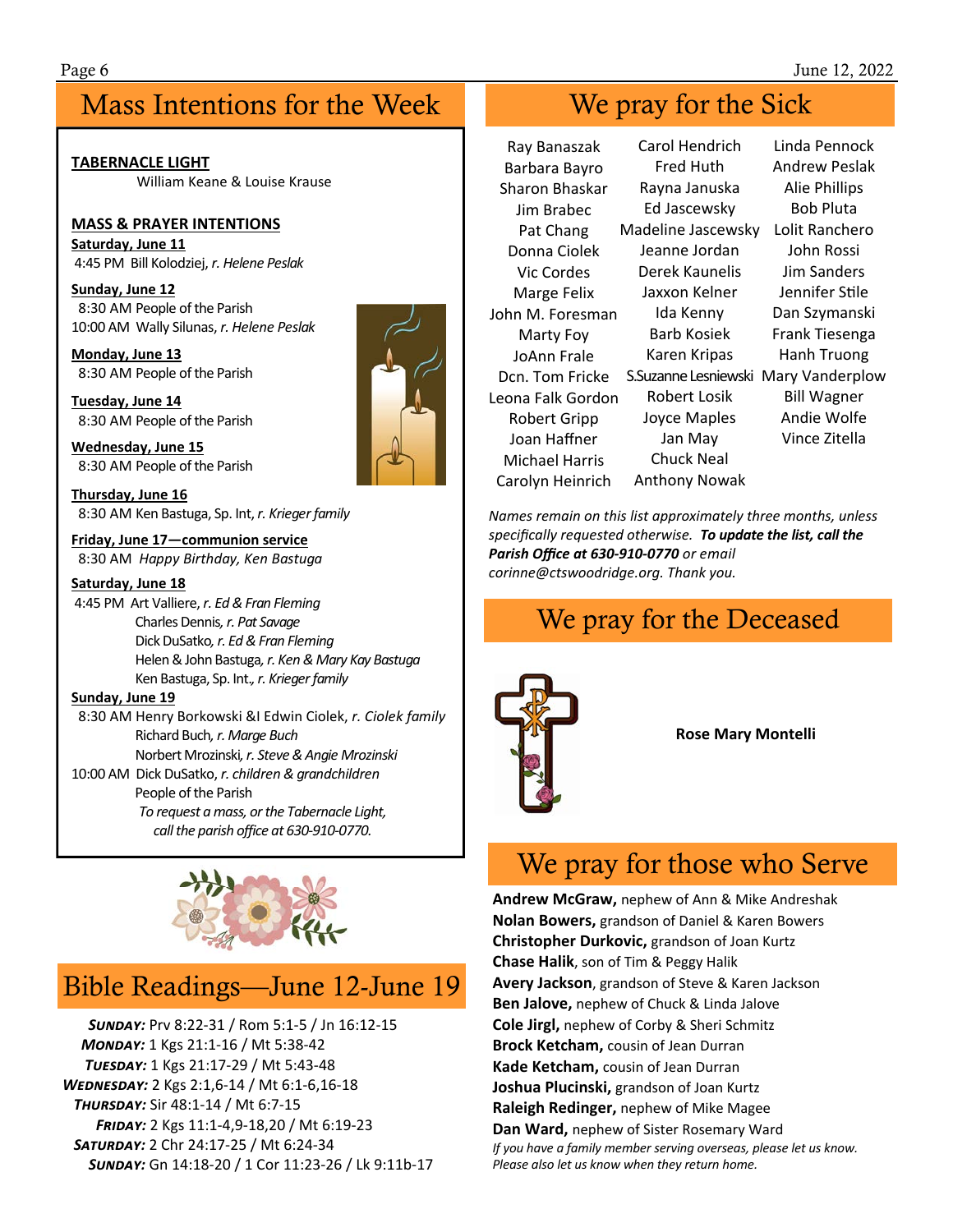## Mass Intentions for the Week

**TABERNACLE LIGHT**

William Keane & Louise Krause

**MASS & PRAYER INTENTIONS**

**Saturday, June 11**

4:45 PM Bill Kolodziej, *r. Helene Peslak*

**Sunday, June 12**

8:30 AM People of the Parish
10:00 AM Wally Silunas, *r. Helene Peslak*

**Monday, June 13**

8:30 AM People of the Parish

**Tuesday, June 14**

8:30 AM People of the Parish

**Wednesday, June 15**

8:30 AM People of the Parish

**Thursday, June 16**

8:30 AM Ken Bastuga, Sp. Int, *r. Krieger family*

**Friday, June 17—communion service**

8:30 AM *Happy Birthday, Ken Bastuga*

**Saturday, June 18**

4:45 PM Art Valliere, *r. Ed & Fran Fleming*
Charles Dennis, *r. Pat Savage*
Dick DuSatko, *r. Ed & Fran Fleming*
Helen & John Bastuga, *r. Ken & Mary Kay Bastuga*
Ken Bastuga, Sp. Int., *r. Krieger family*

**Sunday, June 19**

8:30 AM Henry Borkowski &l Edwin Ciolek, *r. Ciolek family*
Richard Buch, *r. Marge Buch*
Norbert Mrozinski, *r. Steve & Angie Mrozinski*
10:00 AM Dick DuSatko, *r. children & grandchildren*
People of the Parish

*To request a mass, or the Tabernacle Light, call the parish office at 630-910-0770.*

## Bible Readings—June 12-June 19

***Sunday:*** Prv 8:22-31 / Rom 5:1-5 / Jn 16:12-15
***Monday:*** 1 Kgs 21:1-16 / Mt 5:38-42
***Tuesday:*** 1 Kgs 21:17-29 / Mt 5:43-48
***Wednesday:*** 2 Kgs 2:1,6-14 / Mt 6:1-6,16-18
***Thursday:*** Sir 48:1-14 / Mt 6:7-15
***Friday:*** 2 Kgs 11:1-4,9-18,20 / Mt 6:19-23
***Saturday:*** 2 Chr 24:17-25 / Mt 6:24-34
***Sunday:*** Gn 14:18-20 / 1 Cor 11:23-26 / Lk 9:11b-17

## We pray for the Sick

Ray Banaszak
Barbara Bayro
Sharon Bhaskar
Jim Brabec
Pat Chang
Donna Ciolek
Vic Cordes
Marge Felix
John M. Foresman
Marty Foy
JoAnn Frale
Dcn. Tom Fricke
Leona Falk Gordon
Robert Gripp
Joan Haffner
Michael Harris
Carolyn Heinrich
Carol Hendrich
Fred Huth
Rayna Januska
Ed Jascewsky
Madeline Jascewsky
Jeanne Jordan
Derek Kaunelis
Jaxxon Kelner
Ida Kenny
Barb Kosiek
Karen Kripas
S.Suzanne Lesniewski
Robert Losik
Joyce Maples
Jan May
Chuck Neal
Anthony Nowak
Linda Pennock
Andrew Peslak
Alie Phillips
Bob Pluta
Lolit Ranchero
John Rossi
Jim Sanders
Jennifer Stile
Dan Szymanski
Frank Tiesenga
Hanh Truong
Mary Vanderplow
Bill Wagner
Andie Wolfe
Vince Zitella

*Names remain on this list approximately three months, unless specifically requested otherwise.* ***To update the list, call the Parish Office at 630-910-0770*** *or email corinne@ctswoodridge.org. Thank you.*

## We pray for the Deceased

**Rose Mary Montelli**

## We pray for those who Serve

**Andrew McGraw,** nephew of Ann & Mike Andreshak
**Nolan Bowers,** grandson of Daniel & Karen Bowers
**Christopher Durkovic,** grandson of Joan Kurtz
**Chase Halik**, son of Tim & Peggy Halik
**Avery Jackson**, grandson of Steve & Karen Jackson
**Ben Jalove,** nephew of Chuck & Linda Jalove
**Cole Jirgl,** nephew of Corby & Sheri Schmitz
**Brock Ketcham,** cousin of Jean Durran
**Kade Ketcham,** cousin of Jean Durran
**Joshua Plucinski,** grandson of Joan Kurtz
**Raleigh Redinger,** nephew of Mike Magee
**Dan Ward,** nephew of Sister Rosemary Ward

*If you have a family member serving overseas, please let us know. Please also let us know when they return home.*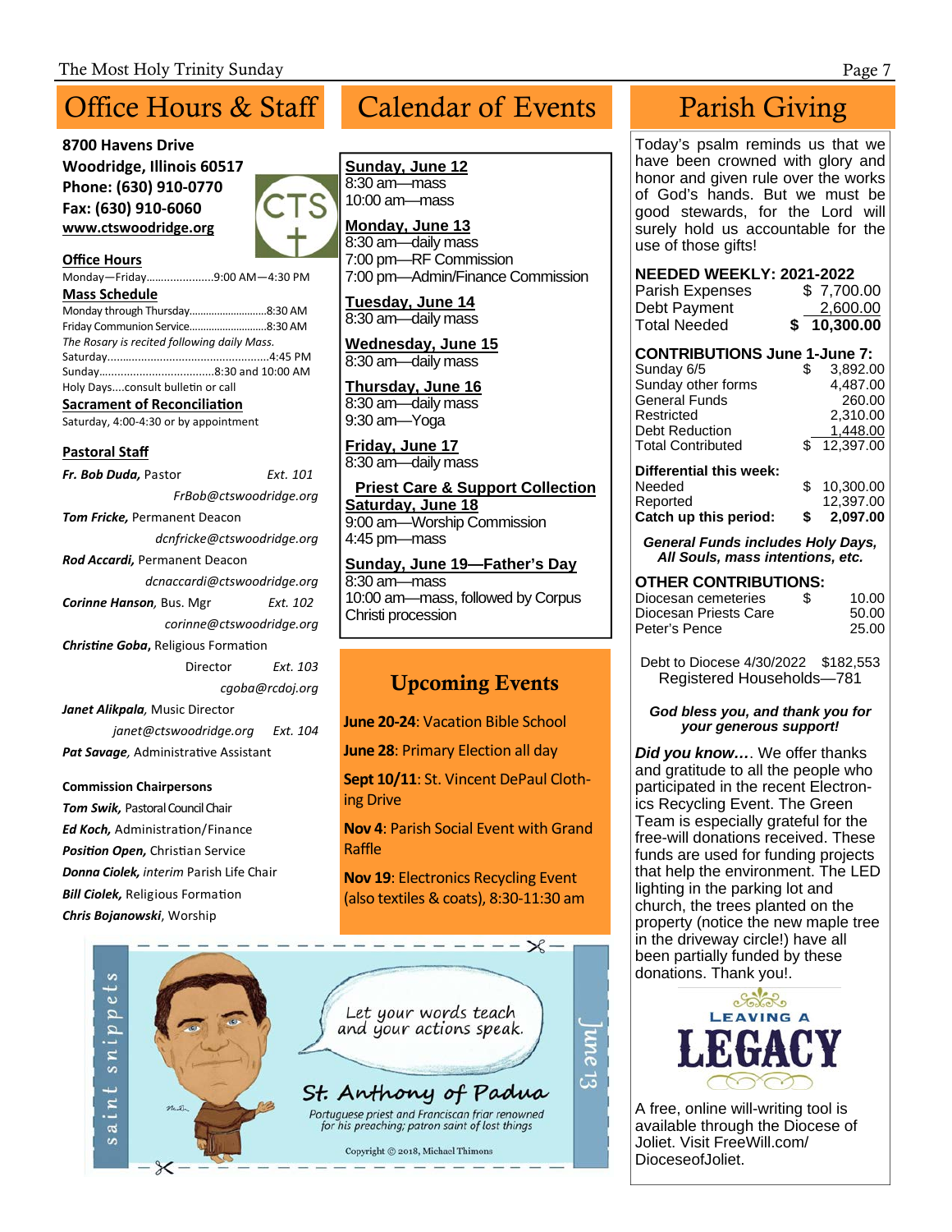# Office Hours & Staff

**8700 Havens Drive**
**Woodridge, Illinois 60517**
**Phone: (630) 910-0770**
**Fax: (630) 910-6060**
**www.ctswoodridge.org**

CTS

**Office Hours**
Monday—Friday......................9:00 AM—4:30 PM

**Mass Schedule**
Monday through Thursday............................8:30 AM
Friday Communion Service............................8:30 AM
*The Rosary is recited following daily Mass.*
Saturday....................................................4:45 PM
Sunday.....................................8:30 and 10:00 AM
Holy Days....consult bulletin or call

**Sacrament of Reconciliation**
Saturday, 4:00-4:30 or by appointment

**Pastoral Staff**

***Fr. Bob Duda,*** Pastor *Ext. 101*
*FrBob@ctswoodridge.org*

***Tom Fricke,*** Permanent Deacon
*dcnfricke@ctswoodridge.org*

***Rod Accardi,*** Permanent Deacon
*dcnaccardi@ctswoodridge.org*

***Corinne Hanson,*** Bus. Mgr *Ext. 102*
*corinne@ctswoodridge.org*

***Christine Goba***, Religious Formation Director *Ext. 103*
*cgoba@rcdoj.org*

***Janet Alikpala,*** Music Director
*janet@ctswoodridge.org* *Ext. 104*

***Pat Savage,*** Administrative Assistant

**Commission Chairpersons**
***Tom Swik,*** Pastoral Council Chair
***Ed Koch,*** Administration/Finance
***Position Open,*** Christian Service
***Donna Ciolek,*** *interim* Parish Life Chair
***Bill Ciolek,*** Religious Formation
***Chris Bojanowski***, Worship

# Calendar of Events

**Sunday, June 12**
8:30 am—mass
10:00 am—mass

**Monday, June 13**
8:30 am—daily mass
7:00 pm—RF Commission
7:00 pm—Admin/Finance Commission

**Tuesday, June 14**
8:30 am—daily mass

**Wednesday, June 15**
8:30 am—daily mass

**Thursday, June 16**
8:30 am—daily mass
9:30 am—Yoga

**Friday, June 17**
8:30 am—daily mass

**Priest Care & Support Collection**

**Saturday, June 18**
9:00 am—Worship Commission
4:45 pm—mass

**Sunday, June 19—Father's Day**
8:30 am—mass
10:00 am—mass, followed by Corpus Christi procession

## Upcoming Events

**June 20-24**: Vacation Bible School

**June 28**: Primary Election all day

**Sept 10/11**: St. Vincent DePaul Clothing Drive

**Nov 4**: Parish Social Event with Grand Raffle

**Nov 19**: Electronics Recycling Event (also textiles & coats), 8:30-11:30 am

saint snippets

Let your words teach and your actions speak.

St. Anthony of Padua

Portuguese priest and Franciscan friar renowned for his preaching; patron saint of lost things

June 13

Copyright © 2018, Michael Thimons

# Parish Giving

Today's psalm reminds us that we have been crowned with glory and honor and given rule over the works of God's hands. But we must be good stewards, for the Lord will surely hold us accountable for the use of those gifts!

**NEEDED WEEKLY: 2021-2022**

| | |
|---|---|
| Parish Expenses | $ 7,700.00 |
| Debt Payment | 2,600.00 |
| Total Needed | **$ 10,300.00** |

**CONTRIBUTIONS June 1-June 7:**

| | |
|---|---|
| Sunday 6/5 | $ 3,892.00 |
| Sunday other forms | 4,487.00 |
| General Funds | 260.00 |
| Restricted | 2,310.00 |
| Debt Reduction | 1,448.00 |
| Total Contributed | $ 12,397.00 |

**Differential this week:**

| | |
|---|---|
| Needed | $ 10,300.00 |
| Reported | 12,397.00 |
| **Catch up this period:** | **$ 2,097.00** |

***General Funds includes Holy Days, All Souls, mass intentions, etc.***

**OTHER CONTRIBUTIONS:**

| | |
|---|---|
| Diocesan cemeteries | $ 10.00 |
| Diocesan Priests Care | 50.00 |
| Peter's Pence | 25.00 |

Debt to Diocese 4/30/2022 $182,553
Registered Households—781

***God bless you, and thank you for your generous support!***

***Did you know…***. We offer thanks and gratitude to all the people who participated in the recent Electronics Recycling Event. The Green Team is especially grateful for the free-will donations received. These funds are used for funding projects that help the environment. The LED lighting in the parking lot and church, the trees planted on the property (notice the new maple tree in the driveway circle!) have all been partially funded by these donations. Thank you!.

LEAVING A LEGACY

A free, online will-writing tool is available through the Diocese of Joliet. Visit FreeWill.com/DioceseofJoliet.